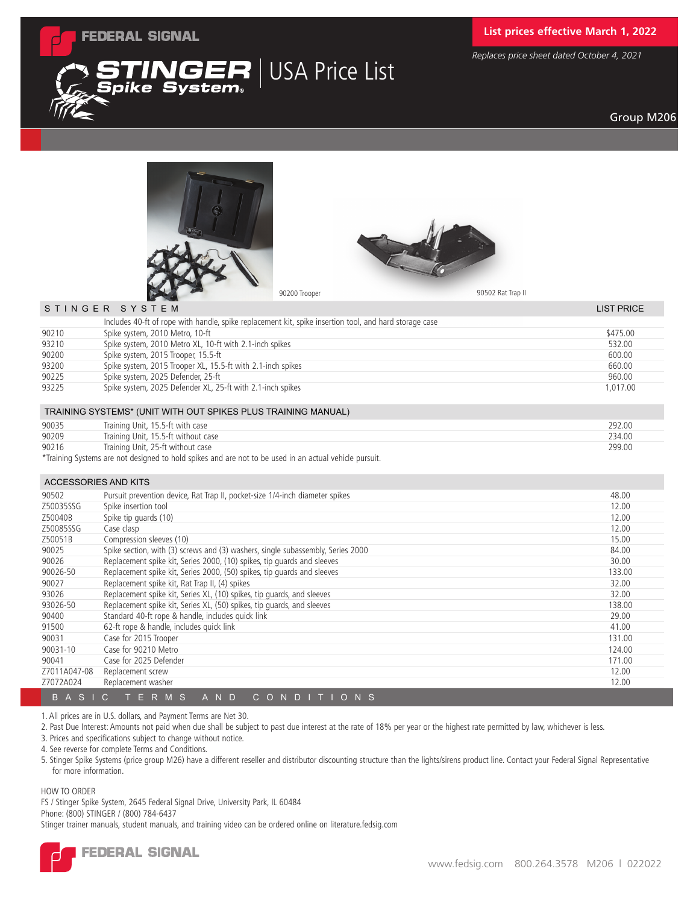# FEDERAL SIGNAL

# STINGER Spike System® | USA Price List

**List prices effective March 1, 2022**

*Replaces price sheet dated October 4, 2021*

Group M206

90200 Trooper

90502 Rat Trap II

| STINGER SYSTEM | | LIST PRICE |
|---|---|---|
| | Includes 40-ft of rope with handle, spike replacement kit, spike insertion tool, and hard storage case | |
| 90210 | Spike system, 2010 Metro, 10-ft | $475.00 |
| 93210 | Spike system, 2010 Metro XL, 10-ft with 2.1-inch spikes | 532.00 |
| 90200 | Spike system, 2015 Trooper, 15.5-ft | 600.00 |
| 93200 | Spike system, 2015 Trooper XL, 15.5-ft with 2.1-inch spikes | 660.00 |
| 90225 | Spike system, 2025 Defender, 25-ft | 960.00 |
| 93225 | Spike system, 2025 Defender XL, 25-ft with 2.1-inch spikes | 1,017.00 |

| TRAINING SYSTEMS* (UNIT WITH OUT SPIKES PLUS TRAINING MANUAL) | | |
|---|---|---|
| 90035 | Training Unit, 15.5-ft with case | 292.00 |
| 90209 | Training Unit, 15.5-ft without case | 234.00 |
| 90216 | Training Unit, 25-ft without case | 299.00 |

*Training Systems are not designed to hold spikes and are not to be used in an actual vehicle pursuit.

| ACCESSORIES AND KITS | | |
|---|---|---|
| 90502 | Pursuit prevention device, Rat Trap II, pocket-size 1/4-inch diameter spikes | 48.00 |
| Z50035SSG | Spike insertion tool | 12.00 |
| Z50040B | Spike tip guards (10) | 12.00 |
| Z50085SSG | Case clasp | 12.00 |
| Z50051B | Compression sleeves (10) | 15.00 |
| 90025 | Spike section, with (3) screws and (3) washers, single subassembly, Series 2000 | 84.00 |
| 90026 | Replacement spike kit, Series 2000, (10) spikes, tip guards and sleeves | 30.00 |
| 90026-50 | Replacement spike kit, Series 2000, (50) spikes, tip guards and sleeves | 133.00 |
| 90027 | Replacement spike kit, Rat Trap II, (4) spikes | 32.00 |
| 93026 | Replacement spike kit, Series XL, (10) spikes, tip guards, and sleeves | 32.00 |
| 93026-50 | Replacement spike kit, Series XL, (50) spikes, tip guards, and sleeves | 138.00 |
| 90400 | Standard 40-ft rope & handle, includes quick link | 29.00 |
| 91500 | 62-ft rope & handle, includes quick link | 41.00 |
| 90031 | Case for 2015 Trooper | 131.00 |
| 90031-10 | Case for 90210 Metro | 124.00 |
| 90041 | Case for 2025 Defender | 171.00 |
| Z7011A047-08 | Replacement screw | 12.00 |
| Z7072A024 | Replacement washer | 12.00 |

## BASIC TERMS AND CONDITIONS

1. All prices are in U.S. dollars, and Payment Terms are Net 30.
2. Past Due Interest: Amounts not paid when due shall be subject to past due interest at the rate of 18% per year or the highest rate permitted by law, whichever is less.
3. Prices and specifications subject to change without notice.
4. See reverse for complete Terms and Conditions.
5. Stinger Spike Systems (price group M26) have a different reseller and distributor discounting structure than the lights/sirens product line. Contact your Federal Signal Representative for more information.

HOW TO ORDER
FS / Stinger Spike System, 2645 Federal Signal Drive, University Park, IL 60484
Phone: (800) STINGER / (800) 784-6437
Stinger trainer manuals, student manuals, and training video can be ordered online on literature.fedsig.com

FEDERAL SIGNAL

www.fedsig.com 800.264.3578 M206 l 022022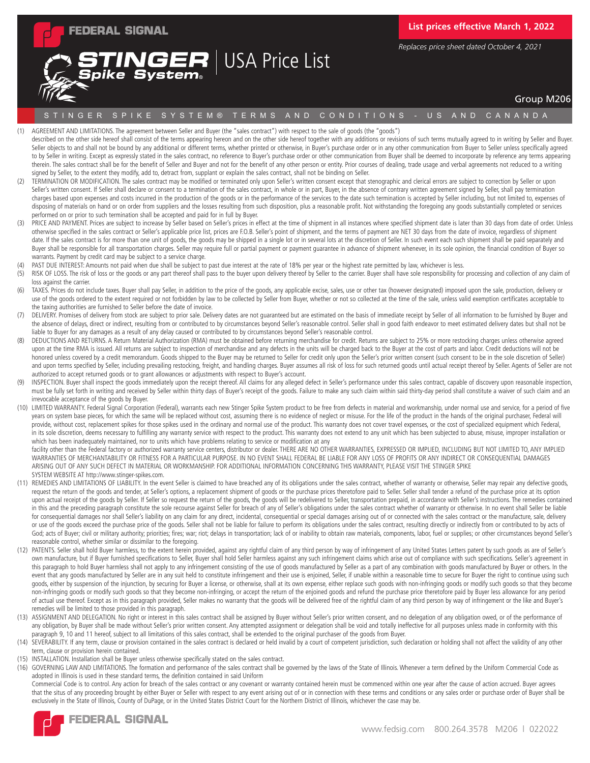# STINGER Spike System® | USA Price List

**List prices effective March 1, 2022**

*Replaces price sheet dated October 4, 2021*

Group M206

## STINGER SPIKE SYSTEM® TERMS AND CONDITIONS - US AND CANANDA

(1) AGREEMENT AND LIMITATIONS. The agreement between Seller and Buyer (the "sales contract") with respect to the sale of goods (the "goods") described on the other side hereof shall consist of the terms appearing hereon and on the other side hereof together with any additions or revisions of such terms mutually agreed to in writing by Seller and Buyer. Seller objects to and shall not be bound by any additional or different terms, whether printed or otherwise, in Buyer's purchase order or in any other communication from Buyer to Seller unless specifically agreed to by Seller in writing. Except as expressly stated in the sales contract, no reference to Buyer's purchase order or other communication from Buyer shall be deemed to incorporate by reference any terms appearing therein. The sales contract shall be for the benefit of Seller and Buyer and not for the benefit of any other person or entity. Prior courses of dealing, trade usage and verbal agreements not reduced to a writing signed by Seller, to the extent they modify, add to, detract from, supplant or explain the sales contract, shall not be binding on Seller.

(2) TERMINATION OR MODIFICATION. The sales contract may be modified or terminated only upon Seller's written consent except that stenographic and clerical errors are subject to correction by Seller or upon Seller's written consent. If Seller shall declare or consent to a termination of the sales contract, in whole or in part, Buyer, in the absence of contrary written agreement signed by Seller, shall pay termination charges based upon expenses and costs incurred in the production of the goods or in the performance of the services to the date such termination is accepted by Seller including, but not limited to, expenses of disposing of materials on hand or on order from suppliers and the losses resulting from such disposition, plus a reasonable profit. Not withstanding the foregoing any goods substantially completed or services performed on or prior to such termination shall be accepted and paid for in full by Buyer.

(3) PRICE AND PAYMENT. Prices are subject to increase by Seller based on Seller's prices in effect at the time of shipment in all instances where specified shipment date is later than 30 days from date of order. Unless otherwise specified in the sales contract or Seller's applicable price list, prices are F.O.B. Seller's point of shipment, and the terms of payment are NET 30 days from the date of invoice, regardless of shipment date. If the sales contract is for more than one unit of goods, the goods may be shipped in a single lot or in several lots at the discretion of Seller. In such event each such shipment shall be paid separately and Buyer shall be responsible for all transportation charges. Seller may require full or partial payment or payment guarantee in advance of shipment whenever, in its sole opinion, the financial condition of Buyer so warrants. Payment by credit card may be subject to a service charge.

(4) PAST DUE INTEREST: Amounts not paid when due shall be subject to past due interest at the rate of 18% per year or the highest rate permitted by law, whichever is less.

(5) RISK OF LOSS. The risk of loss or the goods or any part thereof shall pass to the buyer upon delivery thereof by Seller to the carrier. Buyer shall have sole responsibility for processing and collection of any claim of loss against the carrier.

(6) TAXES. Prices do not include taxes. Buyer shall pay Seller, in addition to the price of the goods, any applicable excise, sales, use or other tax (however designated) imposed upon the sale, production, delivery or use of the goods ordered to the extent required or not forbidden by law to be collected by Seller from Buyer, whether or not so collected at the time of the sale, unless valid exemption certificates acceptable to the taxing authorities are furnished to Seller before the date of invoice.

(7) DELIVERY. Promises of delivery from stock are subject to prior sale. Delivery dates are not guaranteed but are estimated on the basis of immediate receipt by Seller of all information to be furnished by Buyer and the absence of delays, direct or indirect, resulting from or contributed to by circumstances beyond Seller's reasonable control. Seller shall in good faith endeavor to meet estimated delivery dates but shall not be liable to Buyer for any damages as a result of any delay caused or contributed to by circumstances beyond Seller's reasonable control.

(8) DEDUCTIONS AND RETURNS. A Return Material Authorization (RMA) must be obtained before returning merchandise for credit. Returns are subject to 25% or more restocking charges unless otherwise agreed upon at the time RMA is issued. All returns are subject to inspection of merchandise and any defects in the units will be charged back to the Buyer at the cost of parts and labor. Credit deductions will not be honored unless covered by a credit memorandum. Goods shipped to the Buyer may be returned to Seller for credit only upon the Seller's prior written consent (such consent to be in the sole discretion of Seller) and upon terms specified by Seller, including prevailing restocking, freight, and handling charges. Buyer assumes all risk of loss for such returned goods until actual receipt thereof by Seller. Agents of Seller are not authorized to accept returned goods or to grant allowances or adjustments with respect to Buyer's account.

(9) INSPECTION. Buyer shall inspect the goods immediately upon the receipt thereof. All claims for any alleged defect in Seller's performance under this sales contract, capable of discovery upon reasonable inspection, must be fully set forth in writing and received by Seller within thirty days of Buyer's receipt of the goods. Failure to make any such claim within said thirty-day period shall constitute a waiver of such claim and an irrevocable acceptance of the goods by Buyer.

(10) LIMITED WARRANTY. Federal Signal Corporation (Federal), warrants each new Stinger Spike System product to be free from defects in material and workmanship, under normal use and service, for a period of five years on system base pieces, for which the same will be replaced without cost, assuming there is no evidence of neglect or misuse. For the life of the product in the hands of the original purchaser, Federal will provide, without cost, replacement spikes for those spikes used in the ordinary and normal use of the product. This warranty does not cover travel expenses, or the cost of specialized equipment which Federal, in its sole discretion, deems necessary to fulfilling any warranty service with respect to the product. This warranty does not extend to any unit which has been subjected to abuse, misuse, improper installation or which has been inadequately maintained, nor to units which have problems relating to service or modification at any facility other than the Federal factory or authorized warranty service centers, distributor or dealer. THERE ARE NO OTHER WARRANTIES, EXPRESSED OR IMPLIED, INCLUDING BUT NOT LIMITED TO, ANY IMPLIED WARRANTIES OF MERCHANTABILITY OR FITNESS FOR A PARTICULAR PURPOSE. IN NO EVENT SHALL FEDERAL BE LIABLE FOR ANY LOSS OF PROFITS OR ANY INDIRECT OR CONSEQUENTIAL DAMAGES ARISING OUT OF ANY SUCH DEFECT IN MATERIAL OR WORKMANSHIP. FOR ADDITIONAL INFORMATION CONCERNING THIS WARRANTY, PLEASE VISIT THE STINGER SPIKE SYSTEM WEBSITE AT http://www.stinger-spikes.com.

(11) REMEDIES AND LIMITATIONS OF LIABILITY. In the event Seller is claimed to have breached any of its obligations under the sales contract, whether of warranty or otherwise, Seller may repair any defective goods, request the return of the goods and tender, at Seller's options, a replacement shipment of goods or the purchase prices theretofore paid to Seller. Seller shall tender a refund of the purchase price at its option upon actual receipt of the goods by Seller. If Seller so request the return of the goods, the goods will be redelivered to Seller, transportation prepaid, in accordance with Seller's instructions. The remedies contained in this and the preceding paragraph constitute the sole recourse against Seller for breach of any of Seller's obligations under the sales contract whether of warranty or otherwise. In no event shall Seller be liable for consequential damages nor shall Seller's liability on any claim for any direct, incidental, consequential or special damages arising out of or connected with the sales contract or the manufacture, sale, delivery or use of the goods exceed the purchase price of the goods. Seller shall not be liable for failure to perform its obligations under the sales contract, resulting directly or indirectly from or contributed to by acts of God; acts of Buyer; civil or military authority; priorities; fires; war; riot; delays in transportation; lack of or inability to obtain raw materials, components, labor, fuel or supplies; or other circumstances beyond Seller's reasonable control, whether similar or dissimilar to the foregoing.

(12) PATENTS. Seller shall hold Buyer harmless, to the extent herein provided, against any rightful claim of any third person by way of infringement of any United States Letters patent by such goods as are of Seller's own manufacture, but if Buyer furnished specifications to Seller, Buyer shall hold Seller harmless against any such infringement claims which arise out of compliance with such specifications. Seller's agreement in this paragraph to hold Buyer harmless shall not apply to any infringement consisting of the use of goods manufactured by Seller as a part of any combination with goods manufactured by Buyer or others. In the event that any goods manufactured by Seller are in any suit held to constitute infringement and their use is enjoined, Seller, if unable within a reasonable time to secure for Buyer the right to continue using such goods, either by suspension of the injunction, by securing for Buyer a license, or otherwise, shall at its own expense, either replace such goods with non-infringing goods or modify such goods so that they become non-infringing goods or modify such goods so that they become non-infringing, or accept the return of the enjoined goods and refund the purchase price theretofore paid by Buyer less allowance for any period of actual use thereof. Except as in this paragraph provided, Seller makes no warranty that the goods will be delivered free of the rightful claim of any third person by way of infringement or the like and Buyer's remedies will be limited to those provided in this paragraph.

(13) ASSIGNMENT AND DELEGATION. No right or interest in this sales contract shall be assigned by Buyer without Seller's prior written consent, and no delegation of any obligation owed, or of the performance of any obligation, by Buyer shall be made without Seller's prior written consent. Any attempted assignment or delegation shall be void and totally ineffective for all purposes unless made in conformity with this paragraph 9, 10 and 11 hereof, subject to all limitations of this sales contract, shall be extended to the original purchaser of the goods from Buyer.

(14) SEVERABILITY. If any term, clause or provision contained in the sales contract is declared or held invalid by a court of competent jurisdiction, such declaration or holding shall not affect the validity of any other term, clause or provision herein contained.

(15) INSTALLATION. Installation shall be Buyer unless otherwise specifically stated on the sales contract.

(16) GOVERNING LAW AND LIMITATIONS. The formation and performance of the sales contract shall be governed by the laws of the State of Illinois. Whenever a term defined by the Uniform Commercial Code as adopted in Illinois is used in these standard terms, the definition contained in said Uniform Commercial Code is to control. Any action for breach of the sales contract or any covenant or warranty contained herein must be commenced within one year after the cause of action accrued. Buyer agrees that the situs of any proceeding brought by either Buyer or Seller with respect to any event arising out of or in connection with these terms and conditions or any sales order or purchase order of Buyer shall be exclusively in the State of Illinois, County of DuPage, or in the United States District Court for the Northern District of Illinois, whichever the case may be.

www.fedsig.com 800.264.3578 M206 | 022022